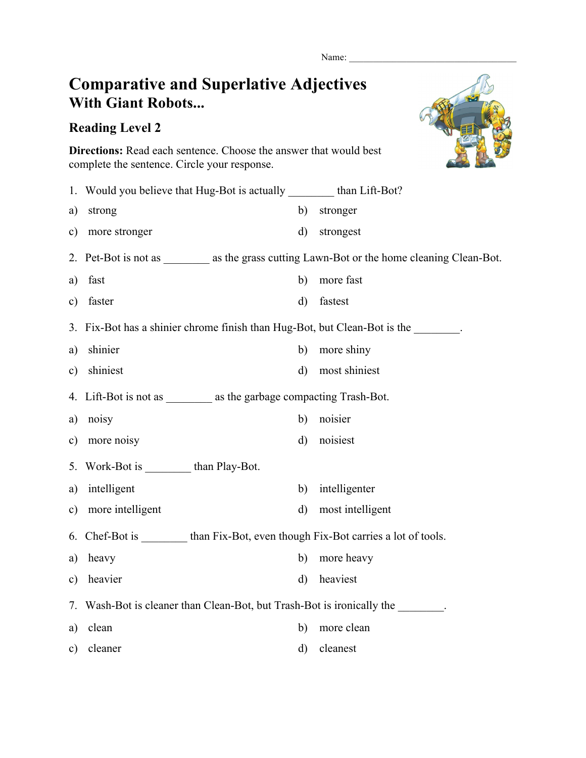Name: ___________________________________

# Comparative and Superlative Adjectives
## With Giant Robots...

### Reading Level 2

**Directions:** Read each sentence. Choose the answer that would best complete the sentence. Circle your response.

1. Would you believe that Hug-Bot is actually ________ than Lift-Bot?

a) strong
b) stronger
c) more stronger
d) strongest

2. Pet-Bot is not as ________ as the grass cutting Lawn-Bot or the home cleaning Clean-Bot.

a) fast
b) more fast
c) faster
d) fastest

3. Fix-Bot has a shinier chrome finish than Hug-Bot, but Clean-Bot is the ________.

a) shinier
b) more shiny
c) shiniest
d) most shiniest

4. Lift-Bot is not as ________ as the garbage compacting Trash-Bot.

a) noisy
b) noisier
c) more noisy
d) noisiest

5. Work-Bot is ________ than Play-Bot.

a) intelligent
b) intelligenter
c) more intelligent
d) most intelligent

6. Chef-Bot is ________ than Fix-Bot, even though Fix-Bot carries a lot of tools.

a) heavy
b) more heavy
c) heavier
d) heaviest

7. Wash-Bot is cleaner than Clean-Bot, but Trash-Bot is ironically the ________.

a) clean
b) more clean
c) cleaner
d) cleanest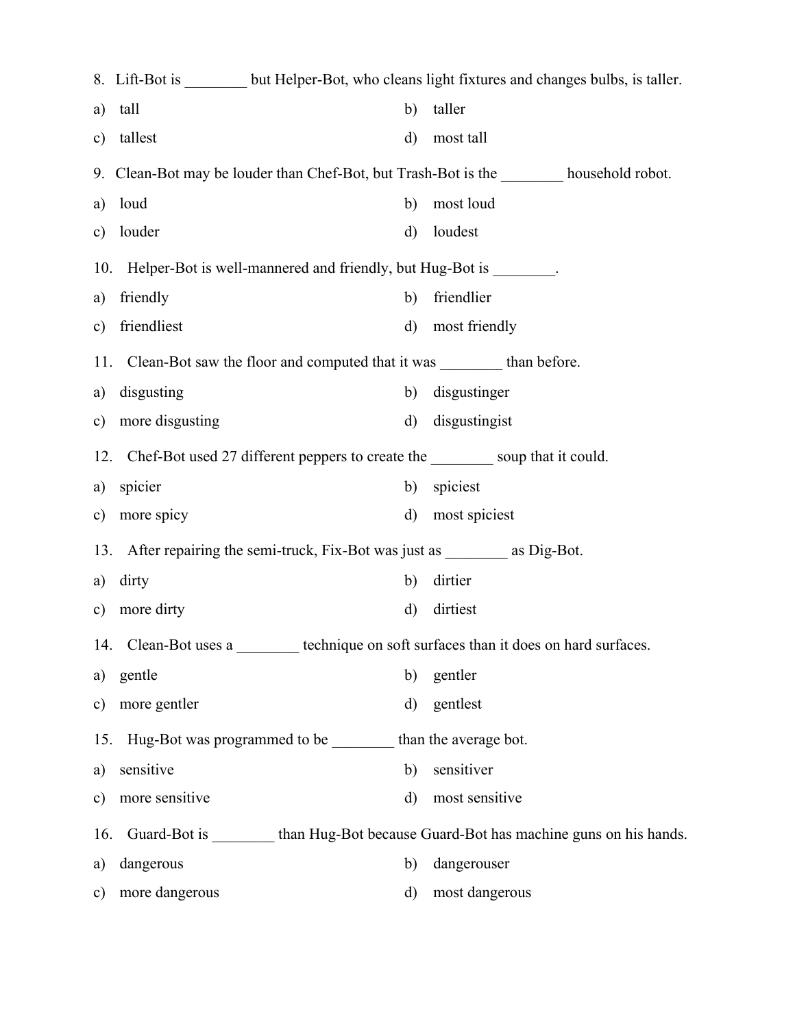8. Lift-Bot is ________ but Helper-Bot, who cleans light fixtures and changes bulbs, is taller.

a) tall
b) taller
c) tallest
d) most tall

9. Clean-Bot may be louder than Chef-Bot, but Trash-Bot is the ________ household robot.

a) loud
b) most loud
c) louder
d) loudest

10. Helper-Bot is well-mannered and friendly, but Hug-Bot is ________.

a) friendly
b) friendlier
c) friendliest
d) most friendly

11. Clean-Bot saw the floor and computed that it was ________ than before.

a) disgusting
b) disgustinger
c) more disgusting
d) disgustingist

12. Chef-Bot used 27 different peppers to create the ________ soup that it could.

a) spicier
b) spiciest
c) more spicy
d) most spiciest

13. After repairing the semi-truck, Fix-Bot was just as ________ as Dig-Bot.

a) dirty
b) dirtier
c) more dirty
d) dirtiest

14. Clean-Bot uses a ________ technique on soft surfaces than it does on hard surfaces.

a) gentle
b) gentler
c) more gentler
d) gentlest

15. Hug-Bot was programmed to be ________ than the average bot.

a) sensitive
b) sensitiver
c) more sensitive
d) most sensitive

16. Guard-Bot is ________ than Hug-Bot because Guard-Bot has machine guns on his hands.

a) dangerous
b) dangerouser
c) more dangerous
d) most dangerous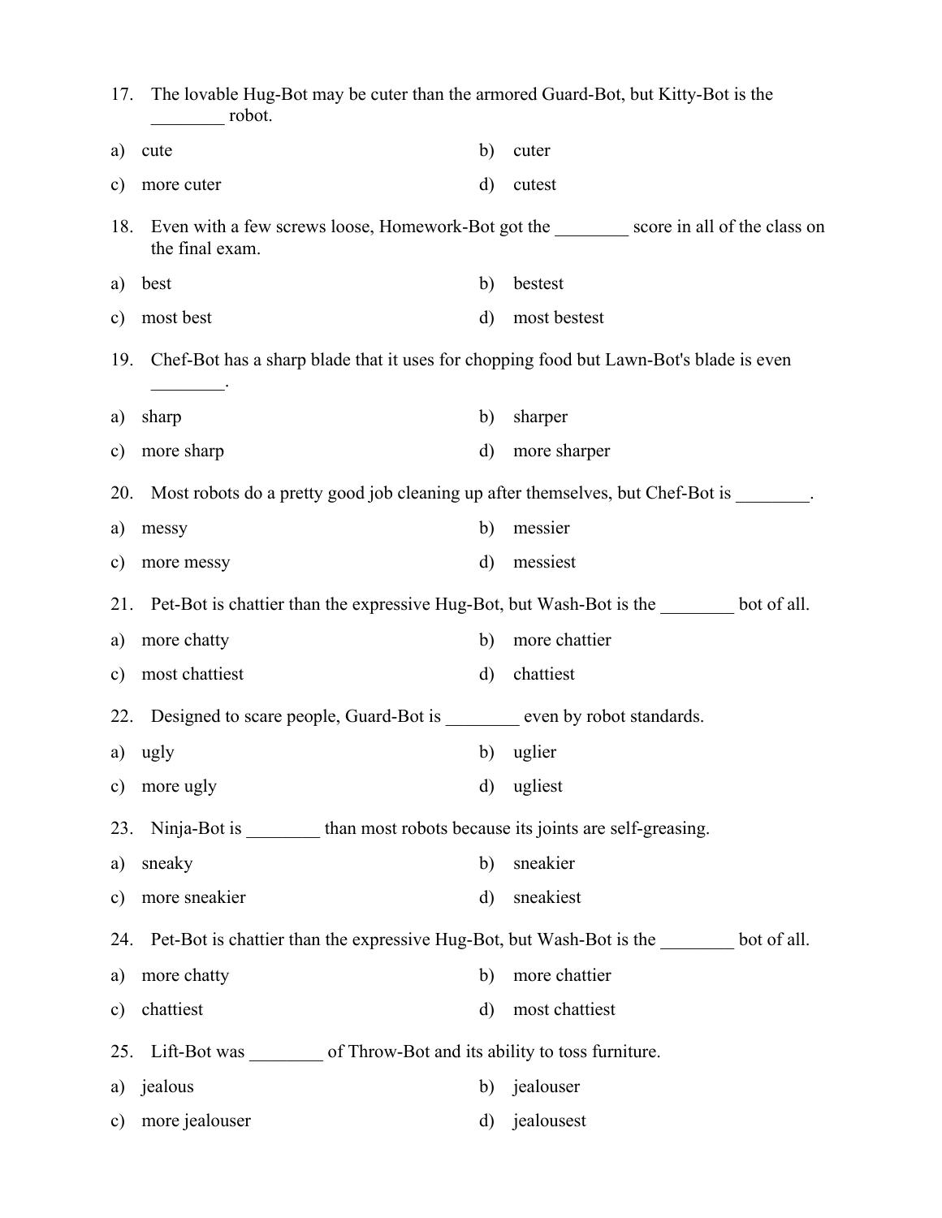17. The lovable Hug-Bot may be cuter than the armored Guard-Bot, but Kitty-Bot is the ________ robot.

a) cute
b) cuter
c) more cuter
d) cutest

18. Even with a few screws loose, Homework-Bot got the ________ score in all of the class on the final exam.

a) best
b) bestest
c) most best
d) most bestest

19. Chef-Bot has a sharp blade that it uses for chopping food but Lawn-Bot's blade is even ________.

a) sharp
b) sharper
c) more sharp
d) more sharper

20. Most robots do a pretty good job cleaning up after themselves, but Chef-Bot is ________.

a) messy
b) messier
c) more messy
d) messiest

21. Pet-Bot is chattier than the expressive Hug-Bot, but Wash-Bot is the ________ bot of all.

a) more chatty
b) more chattier
c) most chattiest
d) chattiest

22. Designed to scare people, Guard-Bot is ________ even by robot standards.

a) ugly
b) uglier
c) more ugly
d) ugliest

23. Ninja-Bot is ________ than most robots because its joints are self-greasing.

a) sneaky
b) sneakier
c) more sneakier
d) sneakiest

24. Pet-Bot is chattier than the expressive Hug-Bot, but Wash-Bot is the ________ bot of all.

a) more chatty
b) more chattier
c) chattiest
d) most chattiest

25. Lift-Bot was ________ of Throw-Bot and its ability to toss furniture.

a) jealous
b) jealouser
c) more jealouser
d) jealousest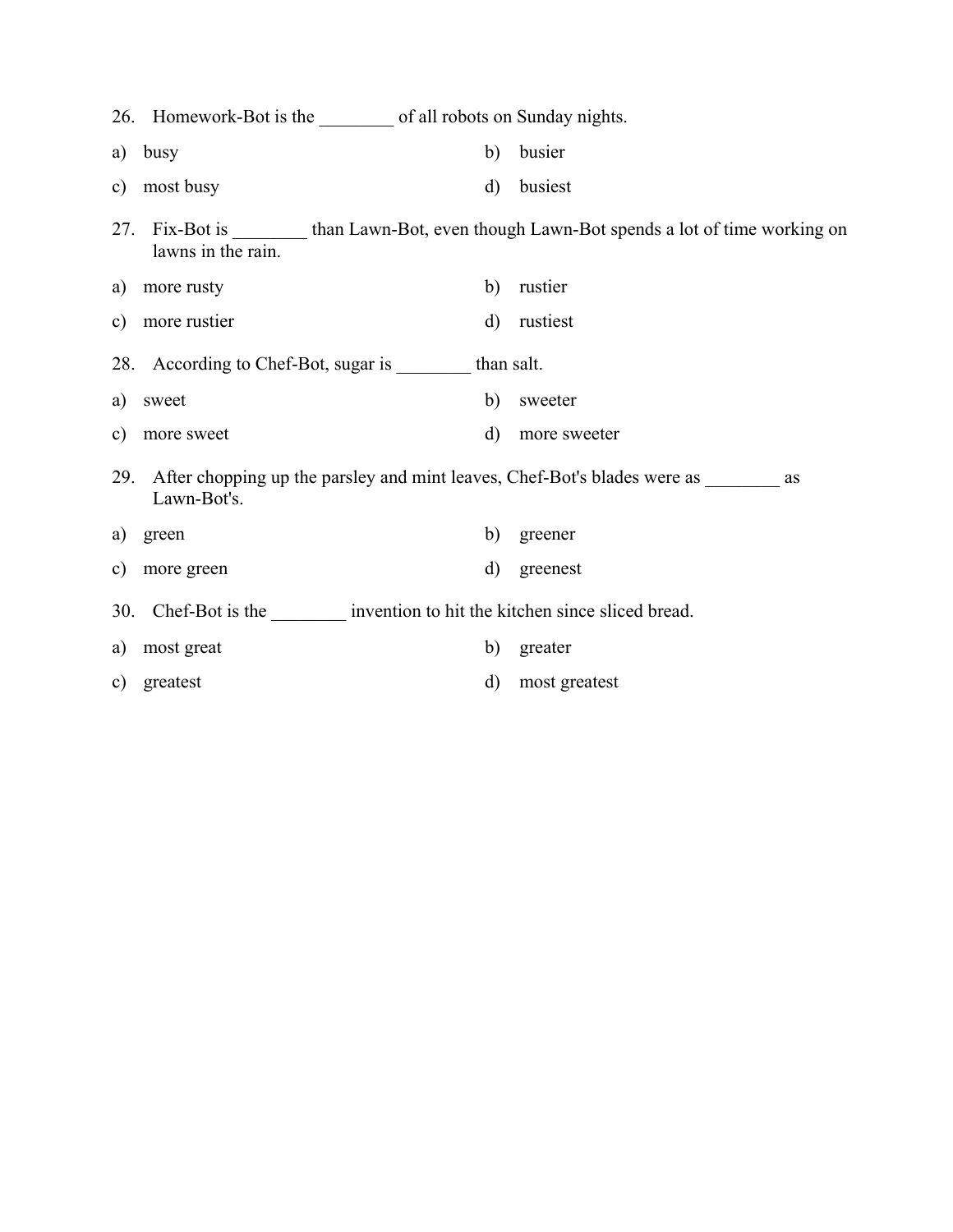26. Homework-Bot is the ________ of all robots on Sunday nights.

a) busy  
b) busier  
c) most busy  
d) busiest

27. Fix-Bot is ________ than Lawn-Bot, even though Lawn-Bot spends a lot of time working on lawns in the rain.

a) more rusty  
b) rustier  
c) more rustier  
d) rustiest

28. According to Chef-Bot, sugar is ________ than salt.

a) sweet  
b) sweeter  
c) more sweet  
d) more sweeter

29. After chopping up the parsley and mint leaves, Chef-Bot's blades were as ________ as Lawn-Bot's.

a) green  
b) greener  
c) more green  
d) greenest

30. Chef-Bot is the ________ invention to hit the kitchen since sliced bread.

a) most great  
b) greater  
c) greatest  
d) most greatest